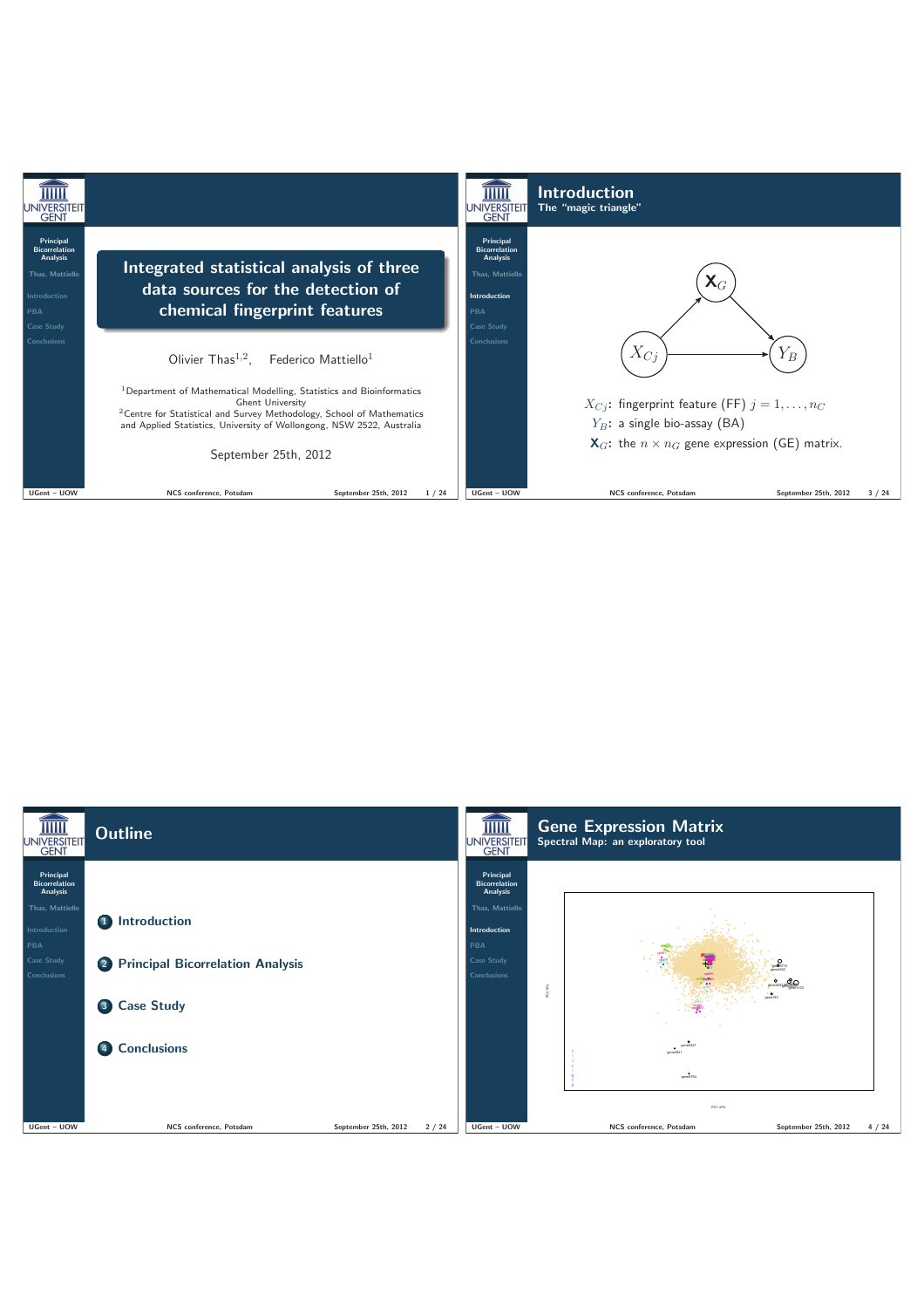# Integrated statistical analysis of three data sources for the detection of chemical fingerprint features

Olivier Thas[1,2], Federico Mattiello[1]

[1]Department of Mathematical Modelling, Statistics and Bioinformatics
Ghent University
[2]Centre for Statistical and Survey Methodology, School of Mathematics and Applied Statistics, University of Wollongong, NSW 2522, Australia

September 25th, 2012

## Introduction

### The "magic triangle"

$X_{Cj}$: fingerprint feature (FF) $j = 1, \ldots, n_C$

$Y_B$: a single bio-assay (BA)

$\mathbf{X}_G$: the $n \times n_G$ gene expression (GE) matrix.

## Outline

1. Introduction
2. Principal Bicorrelation Analysis
3. Case Study
4. Conclusions

## Gene Expression Matrix

### Spectral Map: an exploratory tool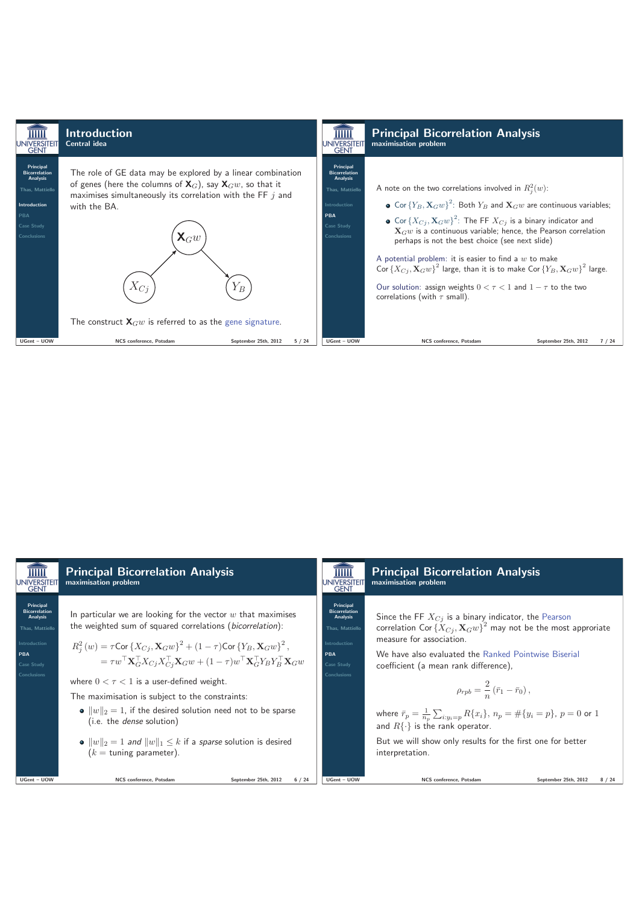# Introduction

## Central idea

The role of GE data may be explored by a linear combination of genes (here the columns of $\mathbf{X}_G$), say $\mathbf{X}_G w$, so that it maximises simultaneously its correlation with the FF $j$ and with the BA.

$X_{Cj} \rightarrow \mathbf{X}_G w \rightarrow Y_B$

The construct $\mathbf{X}_G w$ is referred to as the gene signature.

# Principal Bicorrelation Analysis

## maximisation problem

In particular we are looking for the vector $w$ that maximises the weighted sum of squared correlations (*bicorrelation*):

$$R_j^2(w) = \tau \text{Cor}\{X_{Cj}, \mathbf{X}_G w\}^2 + (1-\tau)\text{Cor}\{Y_B, \mathbf{X}_G w\}^2,$$
$$= \tau w^\top \mathbf{X}_G^\top X_{Cj} X_{Cj}^\top \mathbf{X}_G w + (1-\tau) w^\top \mathbf{X}_G^\top Y_B Y_B^\top \mathbf{X}_G w$$

where $0 < \tau < 1$ is a user-defined weight.

The maximisation is subject to the constraints:

- $\|w\|_2 = 1$, if the desired solution need not to be sparse (i.e. the *dense* solution)
- $\|w\|_2 = 1$ *and* $\|w\|_1 \leq k$ if a *sparse* solution is desired ($k$ = tuning parameter).

# Principal Bicorrelation Analysis

## maximisation problem

A note on the two correlations involved in $R_j^2(w)$:

- Cor $\{Y_B, \mathbf{X}_G w\}^2$: Both $Y_B$ and $\mathbf{X}_G w$ are continuous variables;
- Cor $\{X_{Cj}, \mathbf{X}_G w\}^2$: The FF $X_{Cj}$ is a binary indicator and $\mathbf{X}_G w$ is a continuous variable; hence, the Pearson correlation perhaps is not the best choice (see next slide)

A potential problem: it is easier to find a $w$ to make Cor $\{X_{Cj}, \mathbf{X}_G w\}^2$ large, than it is to make Cor $\{Y_B, \mathbf{X}_G w\}^2$ large.

Our solution: assign weights $0 < \tau < 1$ and $1 - \tau$ to the two correlations (with $\tau$ small).

# Principal Bicorrelation Analysis

## maximisation problem

Since the FF $X_{Cj}$ is a binary indicator, the Pearson correlation Cor $\{X_{Cj}, \mathbf{X}_G w\}^2$ may not be the most approriate measure for association.

We have also evaluated the Ranked Pointwise Biserial coefficient (a mean rank difference),

$$\rho_{rpb} = \frac{2}{n}(\bar{r}_1 - \bar{r}_0),$$

where $\bar{r}_p = \frac{1}{n_p}\sum_{i:y_i=p} R\{x_i\}$, $n_p = \#\{y_i = p\}$, $p = 0$ or $1$ and $R\{\cdot\}$ is the rank operator.

But we will show only results for the first one for better interpretation.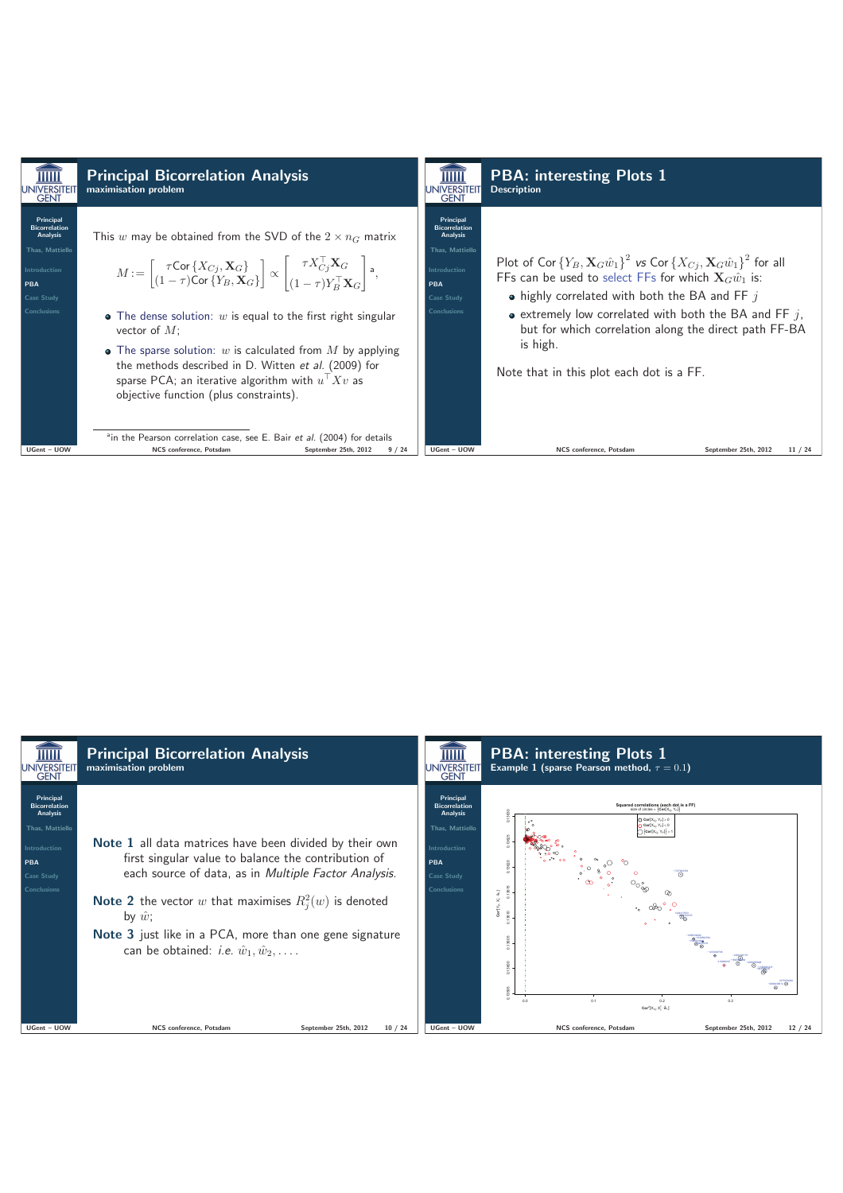## Principal Bicorrelation Analysis

### maximisation problem

This $w$ may be obtained from the SVD of the $2 \times n_G$ matrix

$$M := \begin{bmatrix} \tau \text{Cor}\{X_{Cj}, \mathbf{X}_G\} \\ (1-\tau)\text{Cor}\{Y_B, \mathbf{X}_G\} \end{bmatrix} \propto \begin{bmatrix} \tau X_{Cj}^\top \mathbf{X}_G \\ (1-\tau) Y_B^\top \mathbf{X}_G \end{bmatrix}^{a},$$

- The dense solution: $w$ is equal to the first right singular vector of $M$;
- The sparse solution: $w$ is calculated from $M$ by applying the methods described in D. Witten *et al.* (2009) for sparse PCA; an iterative algorithm with $u^\top X v$ as objective function (plus constraints).

[a] in the Pearson correlation case, see E. Bair *et al.* (2004) for details

## PBA: interesting Plots 1

### Description

Plot of $\text{Cor}\{Y_B, \mathbf{X}_G \hat{w}_1\}^2$ *vs* $\text{Cor}\{X_{Cj}, \mathbf{X}_G \hat{w}_1\}^2$ for all FFs can be used to select FFs for which $\mathbf{X}_G \hat{w}_1$ is:

- highly correlated with both the BA and FF $j$
- extremely low correlated with both the BA and FF $j$, but for which correlation along the direct path FF-BA is high.

Note that in this plot each dot is a FF.

## Principal Bicorrelation Analysis

### maximisation problem

**Note 1** all data matrices have been divided by their own first singular value to balance the contribution of each source of data, as in *Multiple Factor Analysis*.

**Note 2** the vector $w$ that maximises $R_j^2(w)$ is denoted by $\hat{w}$;

**Note 3** just like in a PCA, more than one gene signature can be obtained: *i.e.* $\hat{w}_1, \hat{w}_2, \ldots$.

## PBA: interesting Plots 1

### Example 1 (sparse Pearson method, $\tau = 0.1$)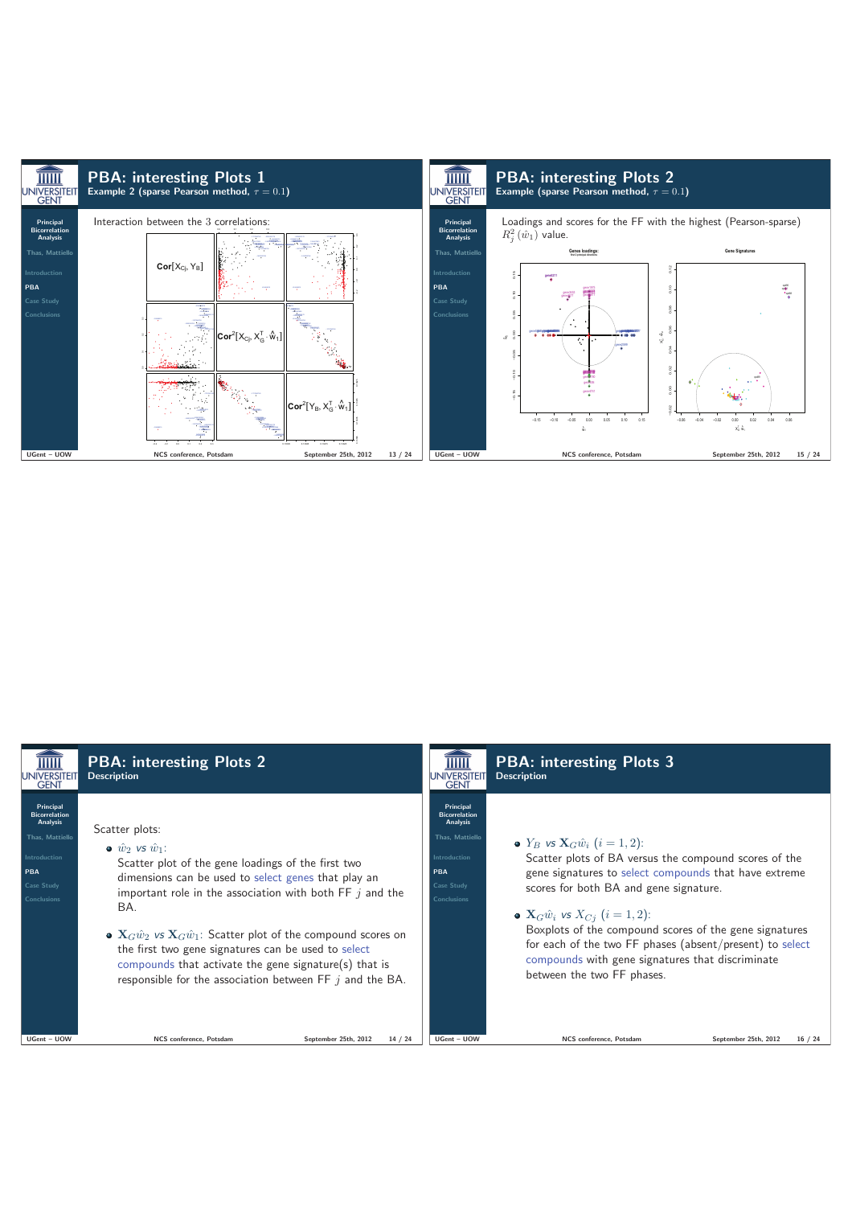## PBA: interesting Plots 1

### Example 2 (sparse Pearson method, $\tau = 0.1$)

Interaction between the 3 correlations:

$\text{Cor}[X_{Cj}, Y_B]$

$\text{Cor}^2[X_{Cj}, X_G^T \cdot \hat{w}_1]$

$\text{Cor}^2[Y_B, X_G^T \cdot \hat{w}_1]$

## PBA: interesting Plots 2

### Example (sparse Pearson method, $\tau = 0.1$)

Loadings and scores for the FF with the highest (Pearson-sparse) $R_j^2(\hat{w}_1)$ value.

Genes loadings

Gene Signatures

## PBA: interesting Plots 2

### Description

Scatter plots:

- $\hat{w}_2$ vs $\hat{w}_1$:
  Scatter plot of the gene loadings of the first two dimensions can be used to select genes that play an important role in the association with both FF $j$ and the BA.

- $\mathbf{X}_G\hat{w}_2$ vs $\mathbf{X}_G\hat{w}_1$: Scatter plot of the compound scores on the first two gene signatures can be used to select compounds that activate the gene signature(s) that is responsible for the association between FF $j$ and the BA.

## PBA: interesting Plots 3

### Description

- $Y_B$ vs $\mathbf{X}_G\hat{w}_i$ $(i = 1, 2)$:
  Scatter plots of BA versus the compound scores of the gene signatures to select compounds that have extreme scores for both BA and gene signature.

- $\mathbf{X}_G\hat{w}_i$ vs $X_{Cj}$ $(i = 1, 2)$:
  Boxplots of the compound scores of the gene signatures for each of the two FF phases (absent/present) to select compounds with gene signatures that discriminate between the two FF phases.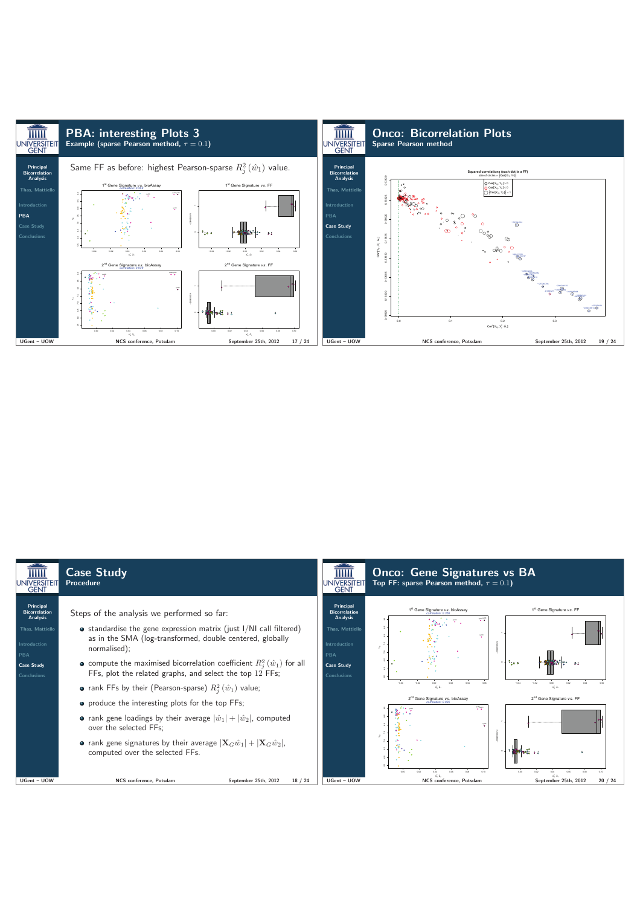# PBA: interesting Plots 3

## Example (sparse Pearson method, $\tau = 0.1$)

Same FF as before: highest Pearson-sparse $R_j^2(\hat{w}_1)$ value.

# Onco: Bicorrelation Plots

## Sparse Pearson method

# Case Study

## Procedure

Steps of the analysis we performed so far:

- standardise the gene expression matrix (just I/NI call filtered) as in the SMA (log-transformed, double centered, globally normalised);
- compute the maximised bicorrelation coefficient $R_j^2(\hat{w}_1)$ for all FFs, plot the related graphs, and select the top 12 FFs;
- rank FFs by their (Pearson-sparse) $R_j^2(\hat{w}_1)$ value;
- produce the interesting plots for the top FFs;
- rank gene loadings by their average $|\hat{w}_1| + |\hat{w}_2|$, computed over the selected FFs;
- rank gene signatures by their average $|\mathbf{X}_G\hat{w}_1| + |\mathbf{X}_G\hat{w}_2|$, computed over the selected FFs.

# Onco: Gene Signatures vs BA

## Top FF: sparse Pearson method, $\tau = 0.1$)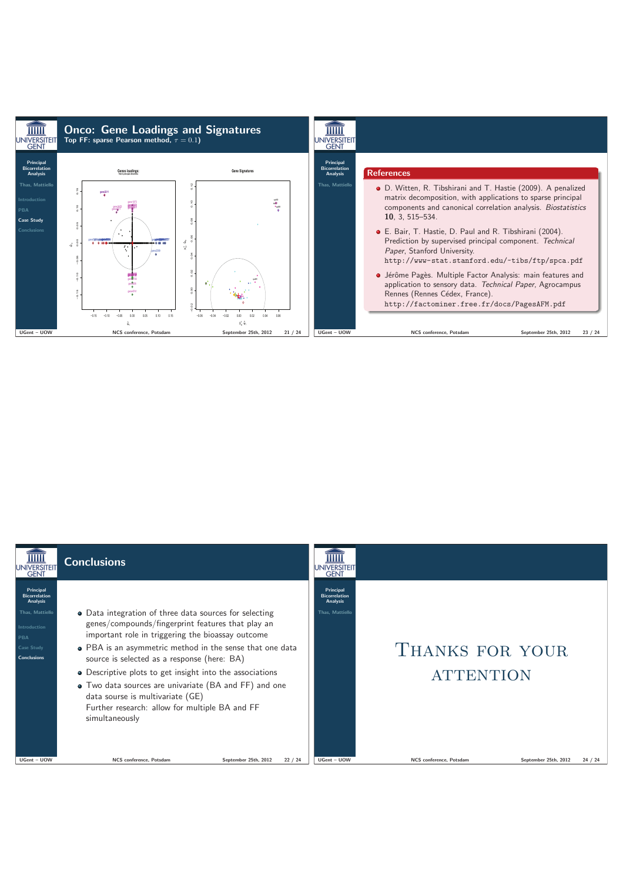## Onco: Gene Loadings and Signatures

**Top FF: sparse Pearson method, $\tau = 0.1$)**

Genes loadings:

Gene Signatures

## References

- D. Witten, R. Tibshirani and T. Hastie (2009). A penalized matrix decomposition, with applications to sparse principal components and canonical correlation analysis. *Biostatistics* **10**, 3, 515–534.
- E. Bair, T. Hastie, D. Paul and R. Tibshirani (2004). Prediction by supervised principal component. *Technical Paper*, Stanford University. `http://www-stat.stanford.edu/~tibs/ftp/spca.pdf`
- Jérôme Pagès. Multiple Factor Analysis: main features and application to sensory data. *Technical Paper*, Agrocampus Rennes (Rennes Cédex, France). `http://factominer.free.fr/docs/PagesAFM.pdf`

## Conclusions

- Data integration of three data sources for selecting genes/compounds/fingerprint features that play an important role in triggering the bioassay outcome
- PBA is an asymmetric method in the sense that one data source is selected as a response (here: BA)
- Descriptive plots to get insight into the associations
- Two data sources are univariate (BA and FF) and one data sourse is multivariate (GE)
  Further research: allow for multiple BA and FF simultaneously

# Thanks for your attention